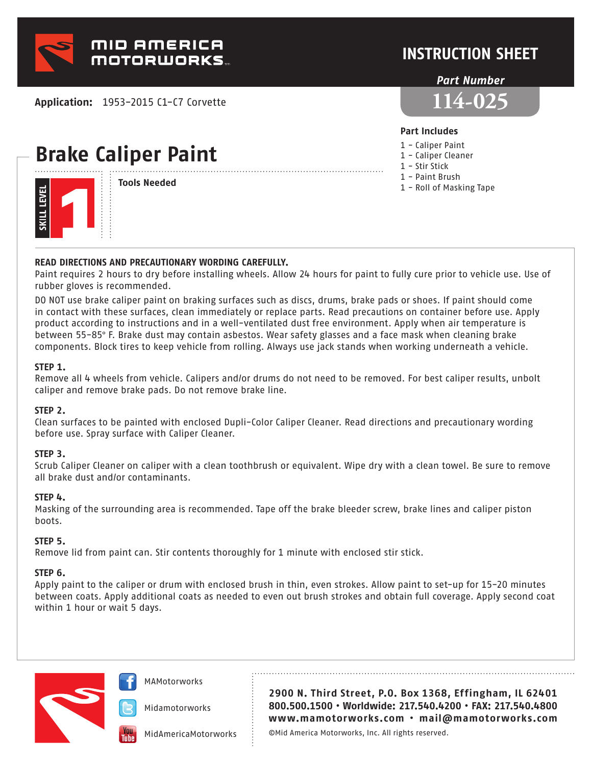# MID AMERICA MOTORWORKS

## INSTRUCTION SHEET

*Part Number*

**114-025**

**Application:** 1953-2015 C1-C7 Corvette

# Brake Caliper Paint

SKILL LEVEL 1

**Tools Needed**

### Part Includes

- 1 – Caliper Paint
- 1 – Caliper Cleaner
- 1 – Stir Stick
- 1 – Paint Brush
- 1 – Roll of Masking Tape

**READ DIRECTIONS AND PRECAUTIONARY WORDING CAREFULLY.**
Paint requires 2 hours to dry before installing wheels. Allow 24 hours for paint to fully cure prior to vehicle use. Use of rubber gloves is recommended.

DO NOT use brake caliper paint on braking surfaces such as discs, drums, brake pads or shoes. If paint should come in contact with these surfaces, clean immediately or replace parts. Read precautions on container before use. Apply product according to instructions and in a well-ventilated dust free environment. Apply when air temperature is between 55-85° F. Brake dust may contain asbestos. Wear safety glasses and a face mask when cleaning brake components. Block tires to keep vehicle from rolling. Always use jack stands when working underneath a vehicle.

**STEP 1.**
Remove all 4 wheels from vehicle. Calipers and/or drums do not need to be removed. For best caliper results, unbolt caliper and remove brake pads. Do not remove brake line.

**STEP 2.**
Clean surfaces to be painted with enclosed Dupli-Color Caliper Cleaner. Read directions and precautionary wording before use. Spray surface with Caliper Cleaner.

**STEP 3.**
Scrub Caliper Cleaner on caliper with a clean toothbrush or equivalent. Wipe dry with a clean towel. Be sure to remove all brake dust and/or contaminants.

**STEP 4.**
Masking of the surrounding area is recommended. Tape off the brake bleeder screw, brake lines and caliper piston boots.

**STEP 5.**
Remove lid from paint can. Stir contents thoroughly for 1 minute with enclosed stir stick.

**STEP 6.**
Apply paint to the caliper or drum with enclosed brush in thin, even strokes. Allow paint to set-up for 15-20 minutes between coats. Apply additional coats as needed to even out brush strokes and obtain full coverage. Apply second coat within 1 hour or wait 5 days.

MAMotorworks
Midamotorworks
MidAmericaMotorworks

**2900 N. Third Street, P.O. Box 1368, Effingham, IL 62401**
**800.500.1500 • Worldwide: 217.540.4200 • FAX: 217.540.4800**
**www.mamotorworks.com • mail@mamotorworks.com**

©Mid America Motorworks, Inc. All rights reserved.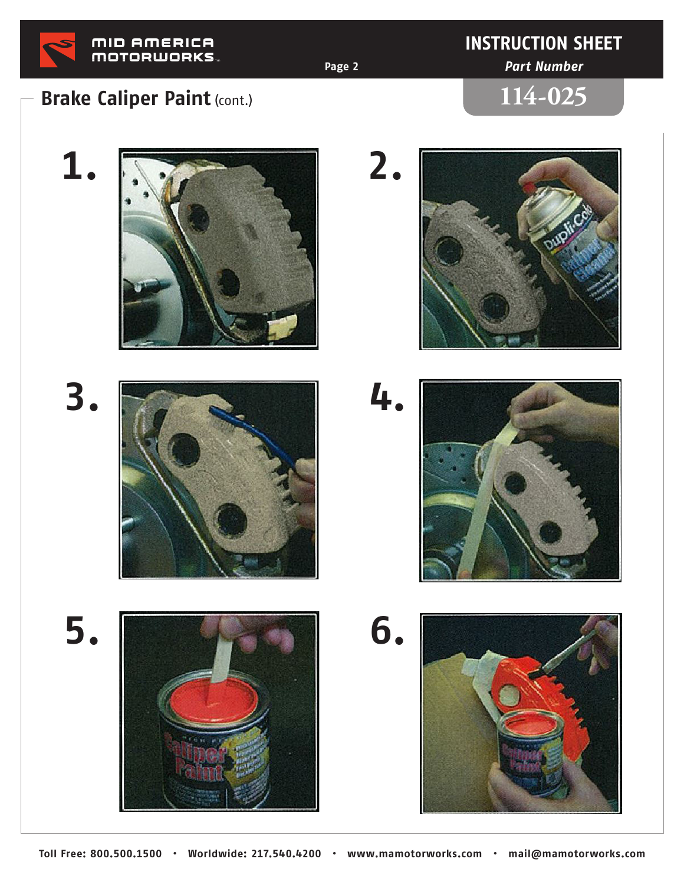## Brake Caliper Paint (cont.)

**Part Number 114-025**

1.

2.

3.

4.

5.

6.

Toll Free: 800.500.1500 • Worldwide: 217.540.4200 • www.mamotorworks.com • mail@mamotorworks.com